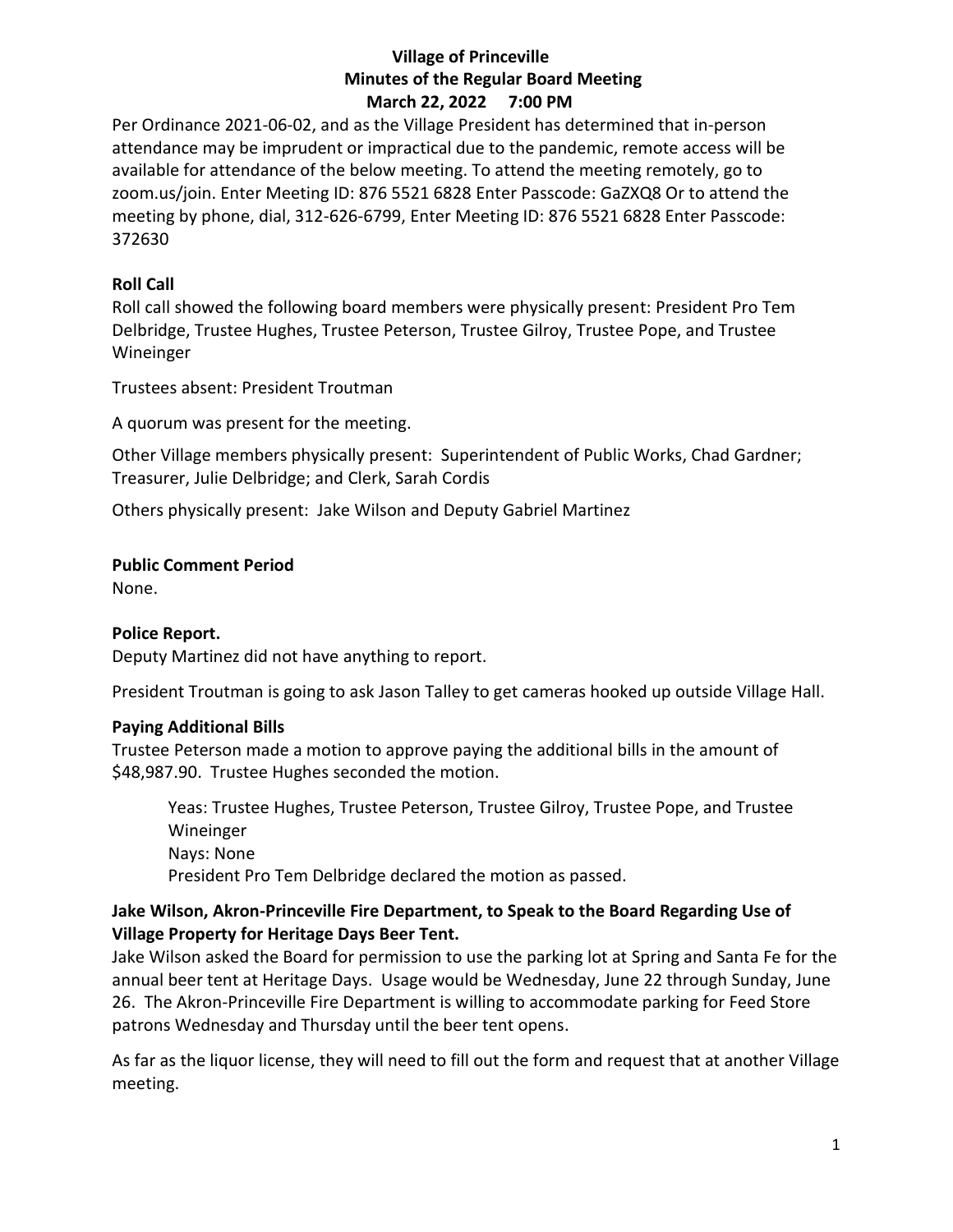# Village of Princeville
## Minutes of the Regular Board Meeting
### March 22, 2022 7:00 PM

Per Ordinance 2021-06-02, and as the Village President has determined that in-person attendance may be imprudent or impractical due to the pandemic, remote access will be available for attendance of the below meeting. To attend the meeting remotely, go to zoom.us/join. Enter Meeting ID: 876 5521 6828 Enter Passcode: GaZXQ8 Or to attend the meeting by phone, dial, 312-626-6799, Enter Meeting ID: 876 5521 6828 Enter Passcode: 372630

**Roll Call**

Roll call showed the following board members were physically present: President Pro Tem Delbridge, Trustee Hughes, Trustee Peterson, Trustee Gilroy, Trustee Pope, and Trustee Wineinger

Trustees absent: President Troutman

A quorum was present for the meeting.

Other Village members physically present: Superintendent of Public Works, Chad Gardner; Treasurer, Julie Delbridge; and Clerk, Sarah Cordis

Others physically present: Jake Wilson and Deputy Gabriel Martinez

**Public Comment Period**

None.

**Police Report.**

Deputy Martinez did not have anything to report.

President Troutman is going to ask Jason Talley to get cameras hooked up outside Village Hall.

**Paying Additional Bills**

Trustee Peterson made a motion to approve paying the additional bills in the amount of $48,987.90. Trustee Hughes seconded the motion.

> Yeas: Trustee Hughes, Trustee Peterson, Trustee Gilroy, Trustee Pope, and Trustee Wineinger
> Nays: None
> President Pro Tem Delbridge declared the motion as passed.

**Jake Wilson, Akron-Princeville Fire Department, to Speak to the Board Regarding Use of Village Property for Heritage Days Beer Tent.**

Jake Wilson asked the Board for permission to use the parking lot at Spring and Santa Fe for the annual beer tent at Heritage Days. Usage would be Wednesday, June 22 through Sunday, June 26. The Akron-Princeville Fire Department is willing to accommodate parking for Feed Store patrons Wednesday and Thursday until the beer tent opens.

As far as the liquor license, they will need to fill out the form and request that at another Village meeting.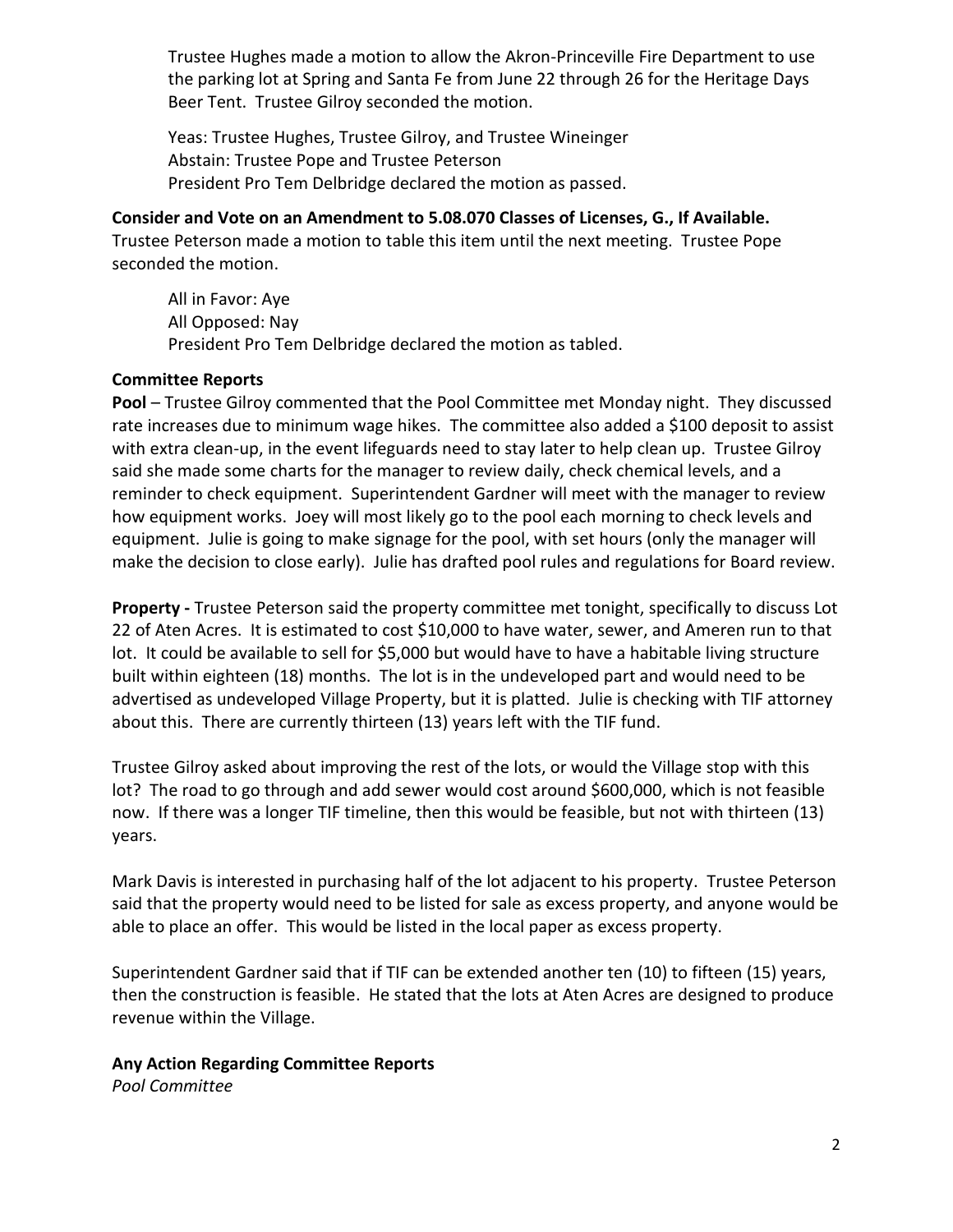Trustee Hughes made a motion to allow the Akron-Princeville Fire Department to use the parking lot at Spring and Santa Fe from June 22 through 26 for the Heritage Days Beer Tent. Trustee Gilroy seconded the motion.

Yeas: Trustee Hughes, Trustee Gilroy, and Trustee Wineinger
Abstain: Trustee Pope and Trustee Peterson
President Pro Tem Delbridge declared the motion as passed.

**Consider and Vote on an Amendment to 5.08.070 Classes of Licenses, G., If Available.**
Trustee Peterson made a motion to table this item until the next meeting. Trustee Pope seconded the motion.

All in Favor: Aye
All Opposed: Nay
President Pro Tem Delbridge declared the motion as tabled.

**Committee Reports**

**Pool** – Trustee Gilroy commented that the Pool Committee met Monday night. They discussed rate increases due to minimum wage hikes. The committee also added a $100 deposit to assist with extra clean-up, in the event lifeguards need to stay later to help clean up. Trustee Gilroy said she made some charts for the manager to review daily, check chemical levels, and a reminder to check equipment. Superintendent Gardner will meet with the manager to review how equipment works. Joey will most likely go to the pool each morning to check levels and equipment. Julie is going to make signage for the pool, with set hours (only the manager will make the decision to close early). Julie has drafted pool rules and regulations for Board review.

**Property -** Trustee Peterson said the property committee met tonight, specifically to discuss Lot 22 of Aten Acres. It is estimated to cost $10,000 to have water, sewer, and Ameren run to that lot. It could be available to sell for $5,000 but would have to have a habitable living structure built within eighteen (18) months. The lot is in the undeveloped part and would need to be advertised as undeveloped Village Property, but it is platted. Julie is checking with TIF attorney about this. There are currently thirteen (13) years left with the TIF fund.

Trustee Gilroy asked about improving the rest of the lots, or would the Village stop with this lot? The road to go through and add sewer would cost around $600,000, which is not feasible now. If there was a longer TIF timeline, then this would be feasible, but not with thirteen (13) years.

Mark Davis is interested in purchasing half of the lot adjacent to his property. Trustee Peterson said that the property would need to be listed for sale as excess property, and anyone would be able to place an offer. This would be listed in the local paper as excess property.

Superintendent Gardner said that if TIF can be extended another ten (10) to fifteen (15) years, then the construction is feasible. He stated that the lots at Aten Acres are designed to produce revenue within the Village.

**Any Action Regarding Committee Reports**

*Pool Committee*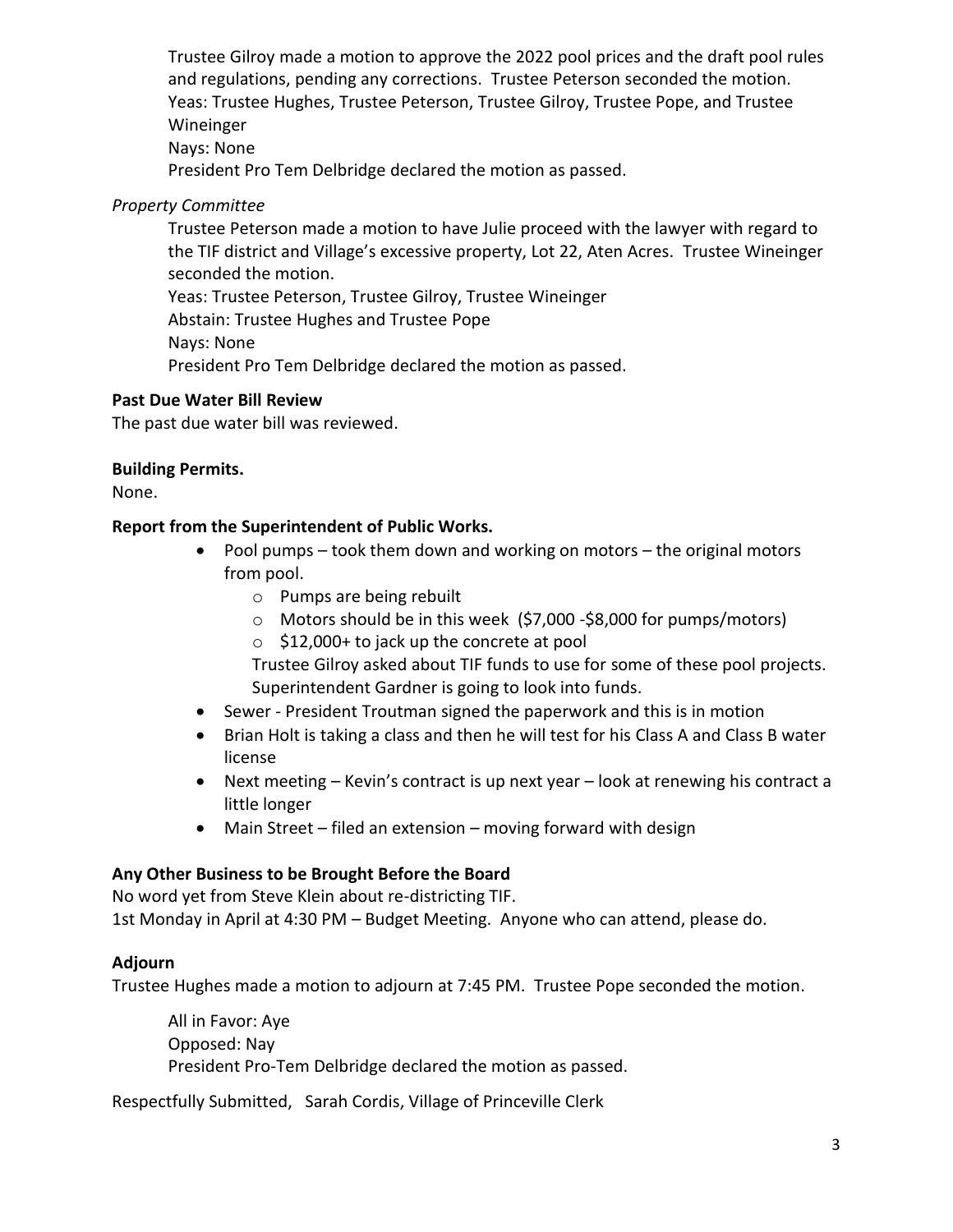Trustee Gilroy made a motion to approve the 2022 pool prices and the draft pool rules and regulations, pending any corrections. Trustee Peterson seconded the motion.
Yeas: Trustee Hughes, Trustee Peterson, Trustee Gilroy, Trustee Pope, and Trustee Wineinger
Nays: None
President Pro Tem Delbridge declared the motion as passed.

*Property Committee*

Trustee Peterson made a motion to have Julie proceed with the lawyer with regard to the TIF district and Village's excessive property, Lot 22, Aten Acres. Trustee Wineinger seconded the motion.
Yeas: Trustee Peterson, Trustee Gilroy, Trustee Wineinger
Abstain: Trustee Hughes and Trustee Pope
Nays: None
President Pro Tem Delbridge declared the motion as passed.

**Past Due Water Bill Review**

The past due water bill was reviewed.

**Building Permits.**

None.

**Report from the Superintendent of Public Works.**

- Pool pumps – took them down and working on motors – the original motors from pool.
  - Pumps are being rebuilt
  - Motors should be in this week ($7,000 -$8,000 for pumps/motors)
  - $12,000+ to jack up the concrete at pool

  Trustee Gilroy asked about TIF funds to use for some of these pool projects. Superintendent Gardner is going to look into funds.
- Sewer - President Troutman signed the paperwork and this is in motion
- Brian Holt is taking a class and then he will test for his Class A and Class B water license
- Next meeting – Kevin's contract is up next year – look at renewing his contract a little longer
- Main Street – filed an extension – moving forward with design

**Any Other Business to be Brought Before the Board**

No word yet from Steve Klein about re-districting TIF.
1st Monday in April at 4:30 PM – Budget Meeting. Anyone who can attend, please do.

**Adjourn**

Trustee Hughes made a motion to adjourn at 7:45 PM. Trustee Pope seconded the motion.

All in Favor: Aye
Opposed: Nay
President Pro-Tem Delbridge declared the motion as passed.

Respectfully Submitted, Sarah Cordis, Village of Princeville Clerk